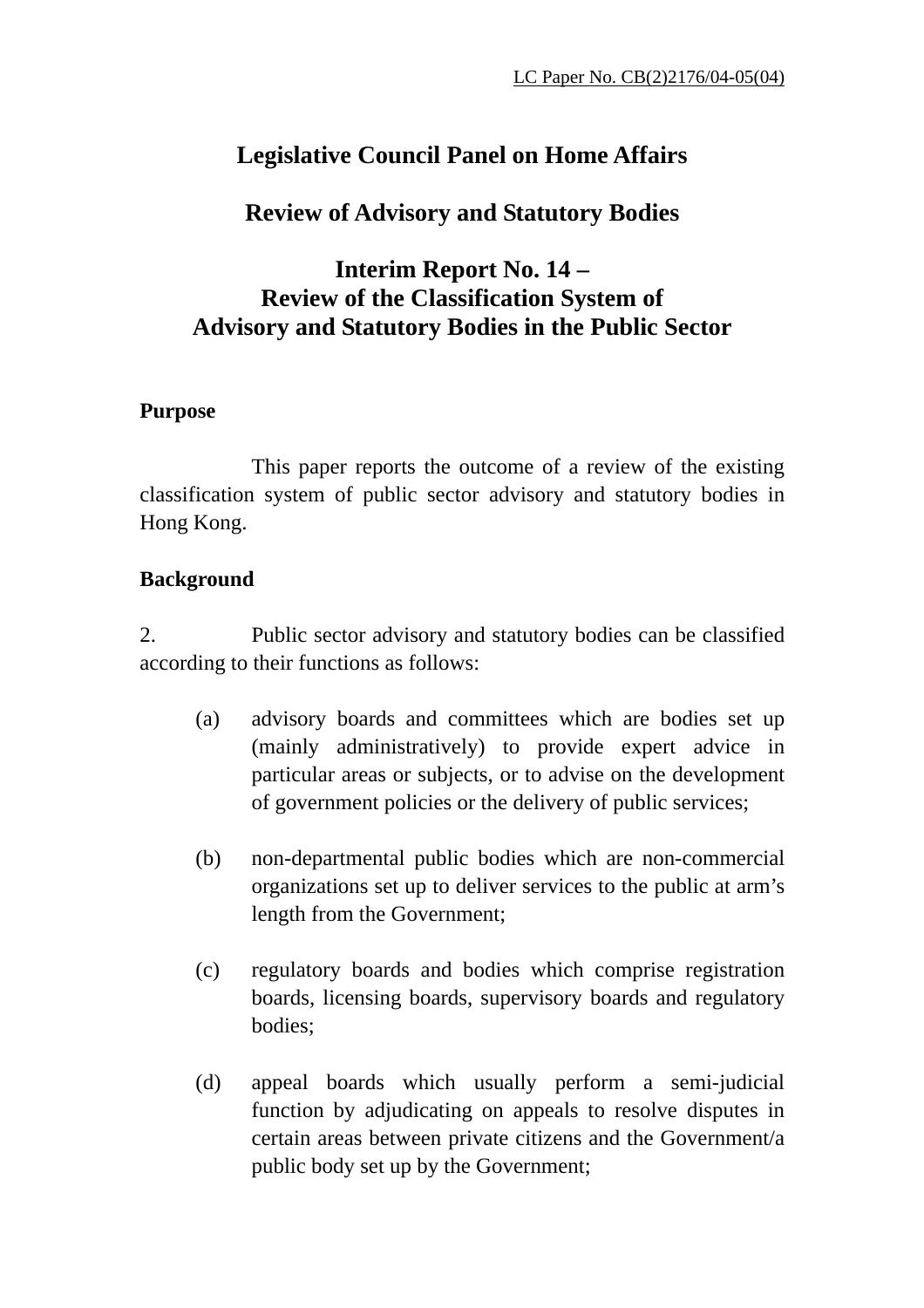LC Paper No. CB(2)2176/04-05(04)

# Legislative Council Panel on Home Affairs

## Review of Advisory and Statutory Bodies

## Interim Report No. 14 – Review of the Classification System of Advisory and Statutory Bodies in the Public Sector

**Purpose**

This paper reports the outcome of a review of the existing classification system of public sector advisory and statutory bodies in Hong Kong.

**Background**

2. Public sector advisory and statutory bodies can be classified according to their functions as follows:

(a) advisory boards and committees which are bodies set up (mainly administratively) to provide expert advice in particular areas or subjects, or to advise on the development of government policies or the delivery of public services;

(b) non-departmental public bodies which are non-commercial organizations set up to deliver services to the public at arm's length from the Government;

(c) regulatory boards and bodies which comprise registration boards, licensing boards, supervisory boards and regulatory bodies;

(d) appeal boards which usually perform a semi-judicial function by adjudicating on appeals to resolve disputes in certain areas between private citizens and the Government/a public body set up by the Government;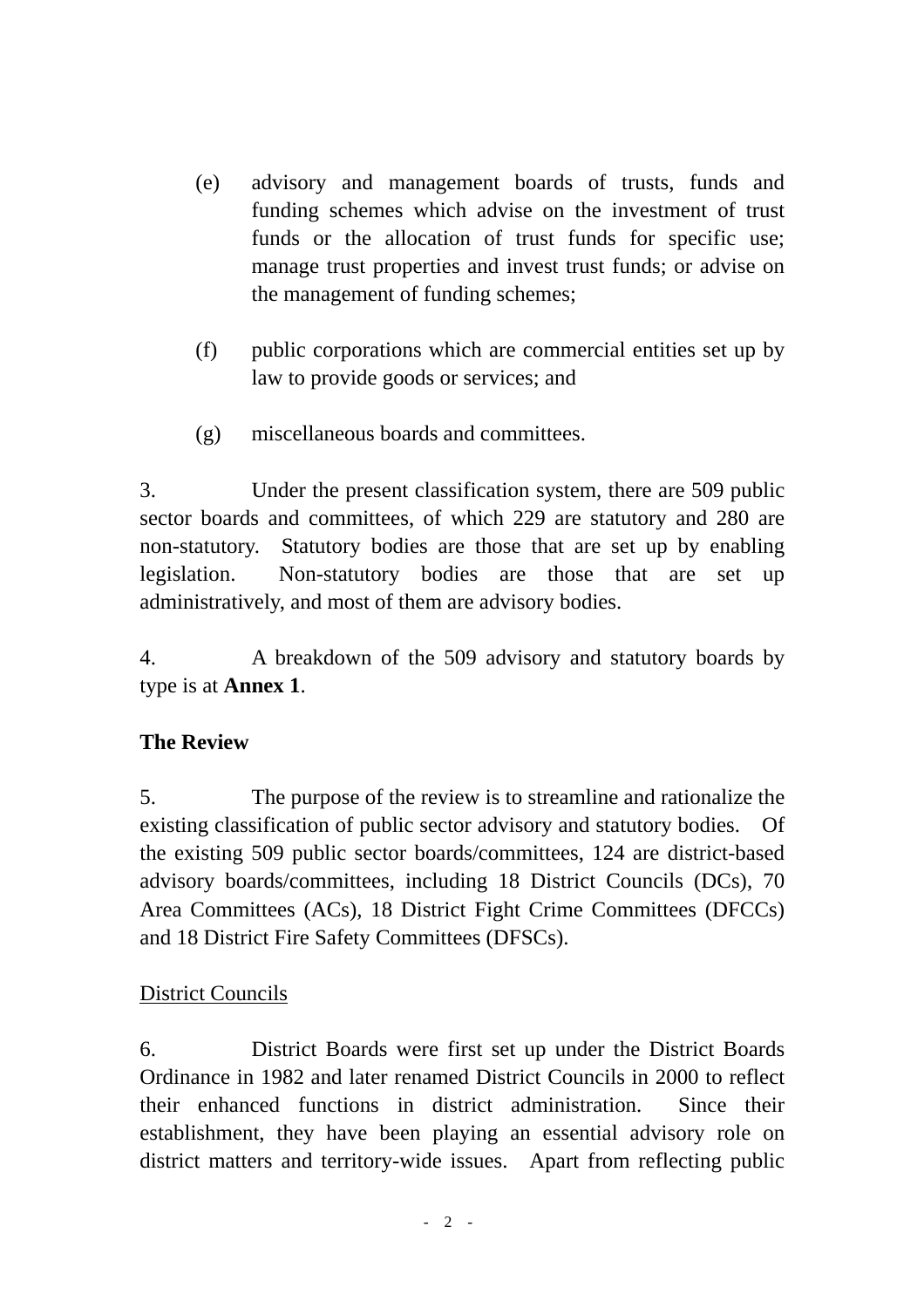(e) advisory and management boards of trusts, funds and funding schemes which advise on the investment of trust funds or the allocation of trust funds for specific use; manage trust properties and invest trust funds; or advise on the management of funding schemes;

(f) public corporations which are commercial entities set up by law to provide goods or services; and

(g) miscellaneous boards and committees.

3. Under the present classification system, there are 509 public sector boards and committees, of which 229 are statutory and 280 are non-statutory. Statutory bodies are those that are set up by enabling legislation. Non-statutory bodies are those that are set up administratively, and most of them are advisory bodies.

4. A breakdown of the 509 advisory and statutory boards by type is at **Annex 1**.

**The Review**

5. The purpose of the review is to streamline and rationalize the existing classification of public sector advisory and statutory bodies. Of the existing 509 public sector boards/committees, 124 are district-based advisory boards/committees, including 18 District Councils (DCs), 70 Area Committees (ACs), 18 District Fight Crime Committees (DFCCs) and 18 District Fire Safety Committees (DFSCs).

District Councils

6. District Boards were first set up under the District Boards Ordinance in 1982 and later renamed District Councils in 2000 to reflect their enhanced functions in district administration. Since their establishment, they have been playing an essential advisory role on district matters and territory-wide issues. Apart from reflecting public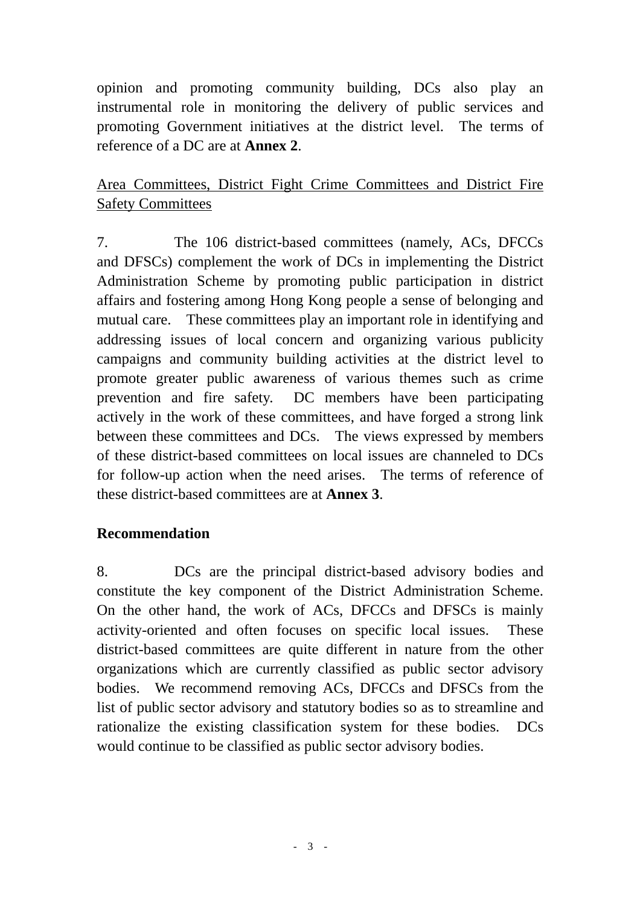opinion and promoting community building, DCs also play an instrumental role in monitoring the delivery of public services and promoting Government initiatives at the district level. The terms of reference of a DC are at **Annex 2**.

<u>Area Committees, District Fight Crime Committees and District Fire Safety Committees</u>

7. The 106 district-based committees (namely, ACs, DFCCs and DFSCs) complement the work of DCs in implementing the District Administration Scheme by promoting public participation in district affairs and fostering among Hong Kong people a sense of belonging and mutual care. These committees play an important role in identifying and addressing issues of local concern and organizing various publicity campaigns and community building activities at the district level to promote greater public awareness of various themes such as crime prevention and fire safety. DC members have been participating actively in the work of these committees, and have forged a strong link between these committees and DCs. The views expressed by members of these district-based committees on local issues are channeled to DCs for follow-up action when the need arises. The terms of reference of these district-based committees are at **Annex 3**.

**Recommendation**

8. DCs are the principal district-based advisory bodies and constitute the key component of the District Administration Scheme. On the other hand, the work of ACs, DFCCs and DFSCs is mainly activity-oriented and often focuses on specific local issues. These district-based committees are quite different in nature from the other organizations which are currently classified as public sector advisory bodies. We recommend removing ACs, DFCCs and DFSCs from the list of public sector advisory and statutory bodies so as to streamline and rationalize the existing classification system for these bodies. DCs would continue to be classified as public sector advisory bodies.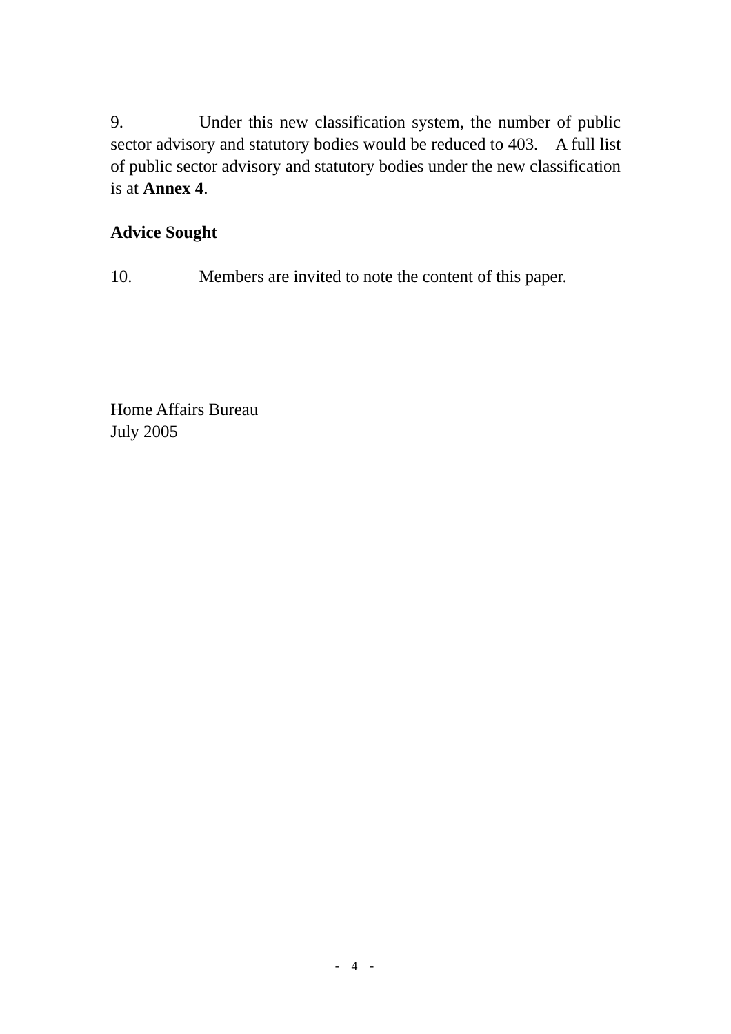9. Under this new classification system, the number of public sector advisory and statutory bodies would be reduced to 403. A full list of public sector advisory and statutory bodies under the new classification is at **Annex 4**.

**Advice Sought**

10. Members are invited to note the content of this paper.

Home Affairs Bureau
July 2005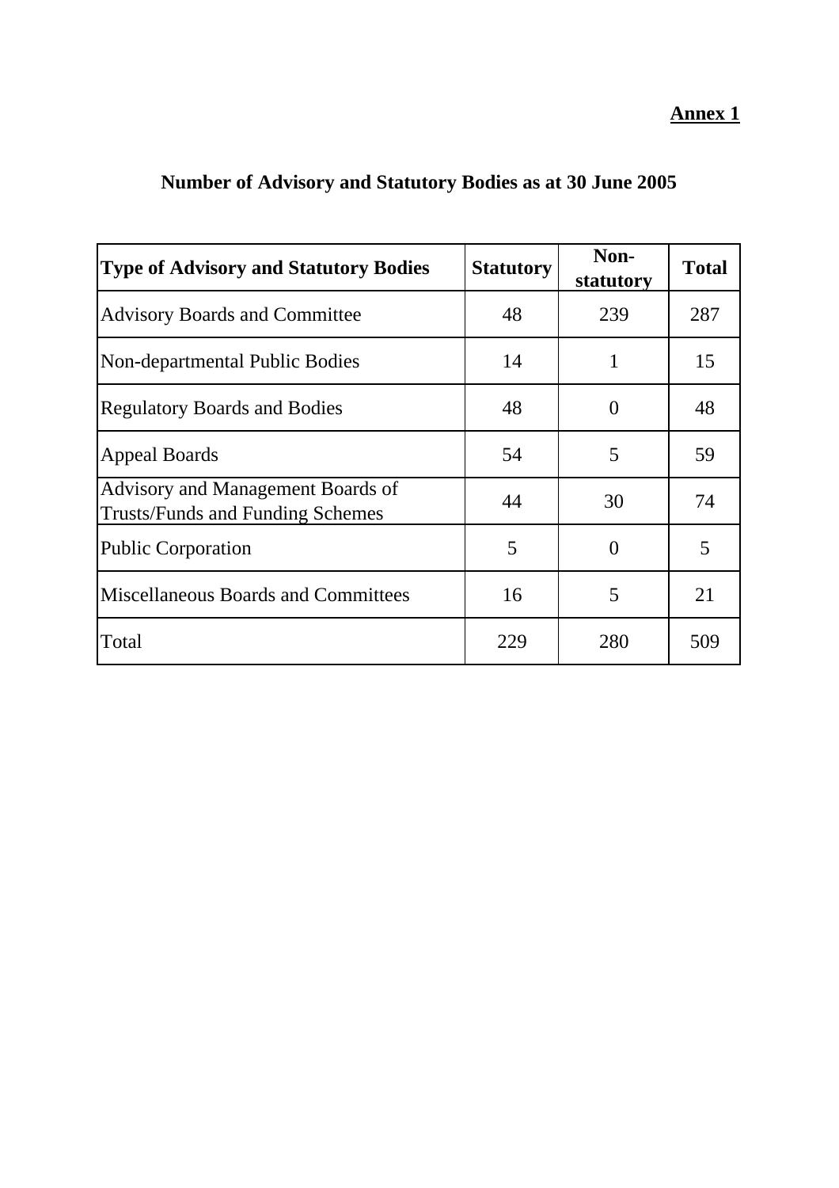**Annex 1**

## Number of Advisory and Statutory Bodies as at 30 June 2005

| Type of Advisory and Statutory Bodies | Statutory | Non-statutory | Total |
|---|---|---|---|
| Advisory Boards and Committee | 48 | 239 | 287 |
| Non-departmental Public Bodies | 14 | 1 | 15 |
| Regulatory Boards and Bodies | 48 | 0 | 48 |
| Appeal Boards | 54 | 5 | 59 |
| Advisory and Management Boards of Trusts/Funds and Funding Schemes | 44 | 30 | 74 |
| Public Corporation | 5 | 0 | 5 |
| Miscellaneous Boards and Committees | 16 | 5 | 21 |
| Total | 229 | 280 | 509 |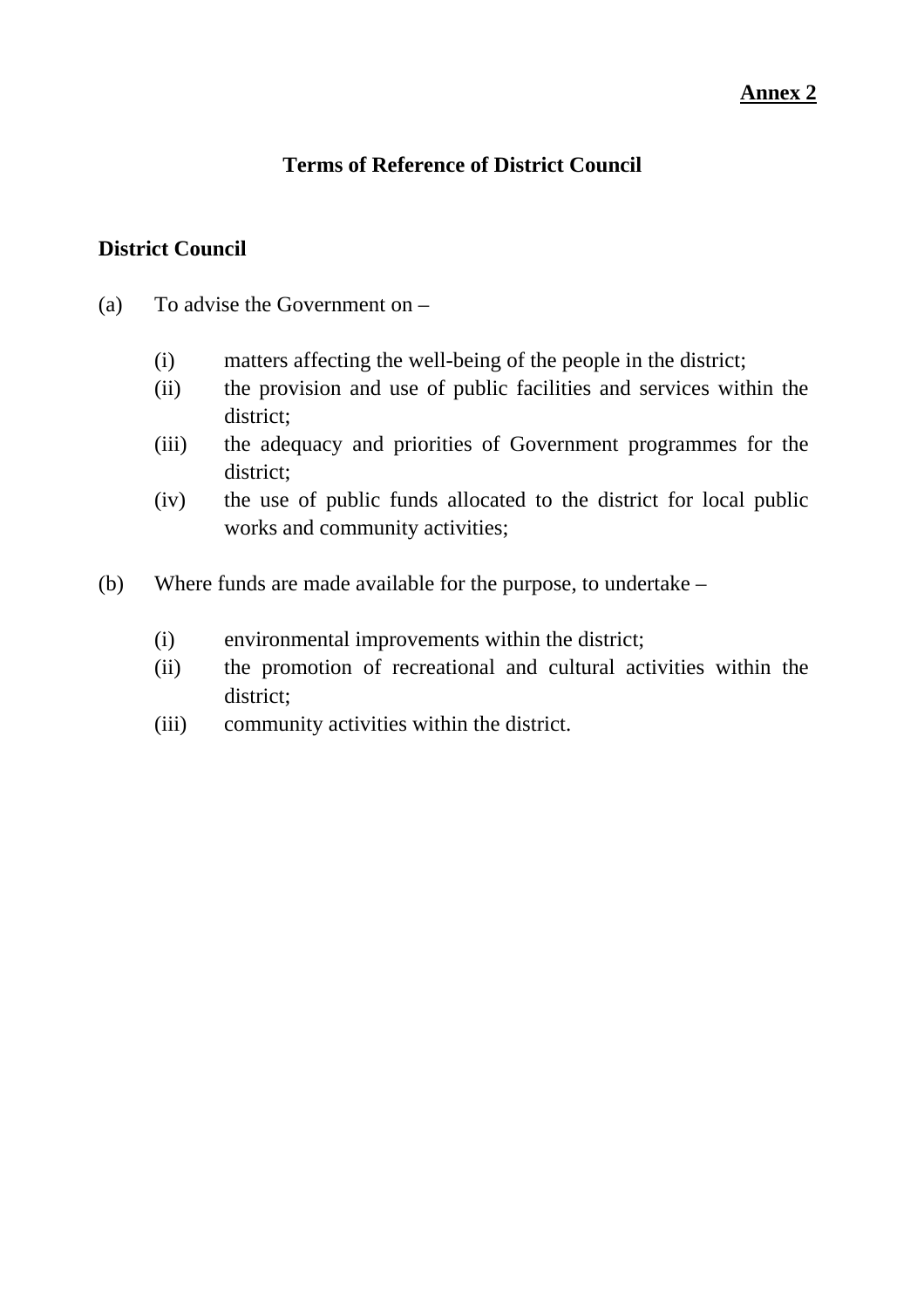**Annex 2**

# Terms of Reference of District Council

## District Council

(a) To advise the Government on –

- (i) matters affecting the well-being of the people in the district;
- (ii) the provision and use of public facilities and services within the district;
- (iii) the adequacy and priorities of Government programmes for the district;
- (iv) the use of public funds allocated to the district for local public works and community activities;

(b) Where funds are made available for the purpose, to undertake –

- (i) environmental improvements within the district;
- (ii) the promotion of recreational and cultural activities within the district;
- (iii) community activities within the district.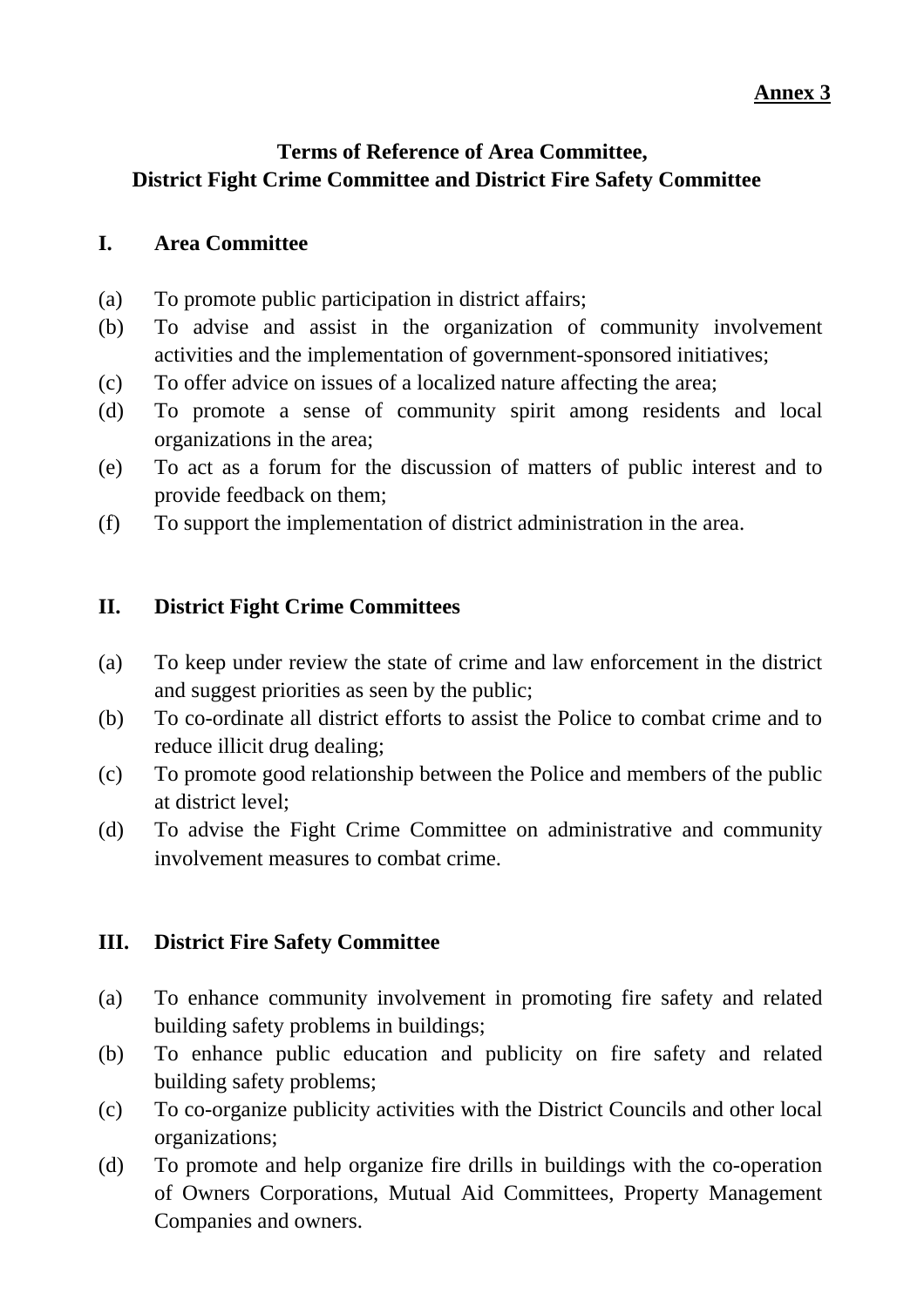**Annex 3**

# Terms of Reference of Area Committee, District Fight Crime Committee and District Fire Safety Committee

## I. Area Committee

(a) To promote public participation in district affairs;

(b) To advise and assist in the organization of community involvement activities and the implementation of government-sponsored initiatives;

(c) To offer advice on issues of a localized nature affecting the area;

(d) To promote a sense of community spirit among residents and local organizations in the area;

(e) To act as a forum for the discussion of matters of public interest and to provide feedback on them;

(f) To support the implementation of district administration in the area.

## II. District Fight Crime Committees

(a) To keep under review the state of crime and law enforcement in the district and suggest priorities as seen by the public;

(b) To co-ordinate all district efforts to assist the Police to combat crime and to reduce illicit drug dealing;

(c) To promote good relationship between the Police and members of the public at district level;

(d) To advise the Fight Crime Committee on administrative and community involvement measures to combat crime.

## III. District Fire Safety Committee

(a) To enhance community involvement in promoting fire safety and related building safety problems in buildings;

(b) To enhance public education and publicity on fire safety and related building safety problems;

(c) To co-organize publicity activities with the District Councils and other local organizations;

(d) To promote and help organize fire drills in buildings with the co-operation of Owners Corporations, Mutual Aid Committees, Property Management Companies and owners.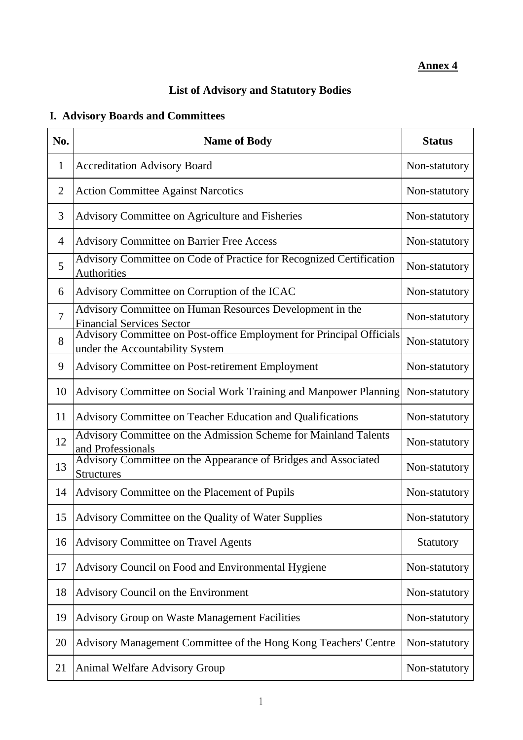**Annex 4**

# List of Advisory and Statutory Bodies

## I. Advisory Boards and Committees

| No. | Name of Body | Status |
|---|---|---|
| 1 | Accreditation Advisory Board | Non-statutory |
| 2 | Action Committee Against Narcotics | Non-statutory |
| 3 | Advisory Committee on Agriculture and Fisheries | Non-statutory |
| 4 | Advisory Committee on Barrier Free Access | Non-statutory |
| 5 | Advisory Committee on Code of Practice for Recognized Certification Authorities | Non-statutory |
| 6 | Advisory Committee on Corruption of the ICAC | Non-statutory |
| 7 | Advisory Committee on Human Resources Development in the Financial Services Sector | Non-statutory |
| 8 | Advisory Committee on Post-office Employment for Principal Officials under the Accountability System | Non-statutory |
| 9 | Advisory Committee on Post-retirement Employment | Non-statutory |
| 10 | Advisory Committee on Social Work Training and Manpower Planning | Non-statutory |
| 11 | Advisory Committee on Teacher Education and Qualifications | Non-statutory |
| 12 | Advisory Committee on the Admission Scheme for Mainland Talents and Professionals | Non-statutory |
| 13 | Advisory Committee on the Appearance of Bridges and Associated Structures | Non-statutory |
| 14 | Advisory Committee on the Placement of Pupils | Non-statutory |
| 15 | Advisory Committee on the Quality of Water Supplies | Non-statutory |
| 16 | Advisory Committee on Travel Agents | Statutory |
| 17 | Advisory Council on Food and Environmental Hygiene | Non-statutory |
| 18 | Advisory Council on the Environment | Non-statutory |
| 19 | Advisory Group on Waste Management Facilities | Non-statutory |
| 20 | Advisory Management Committee of the Hong Kong Teachers' Centre | Non-statutory |
| 21 | Animal Welfare Advisory Group | Non-statutory |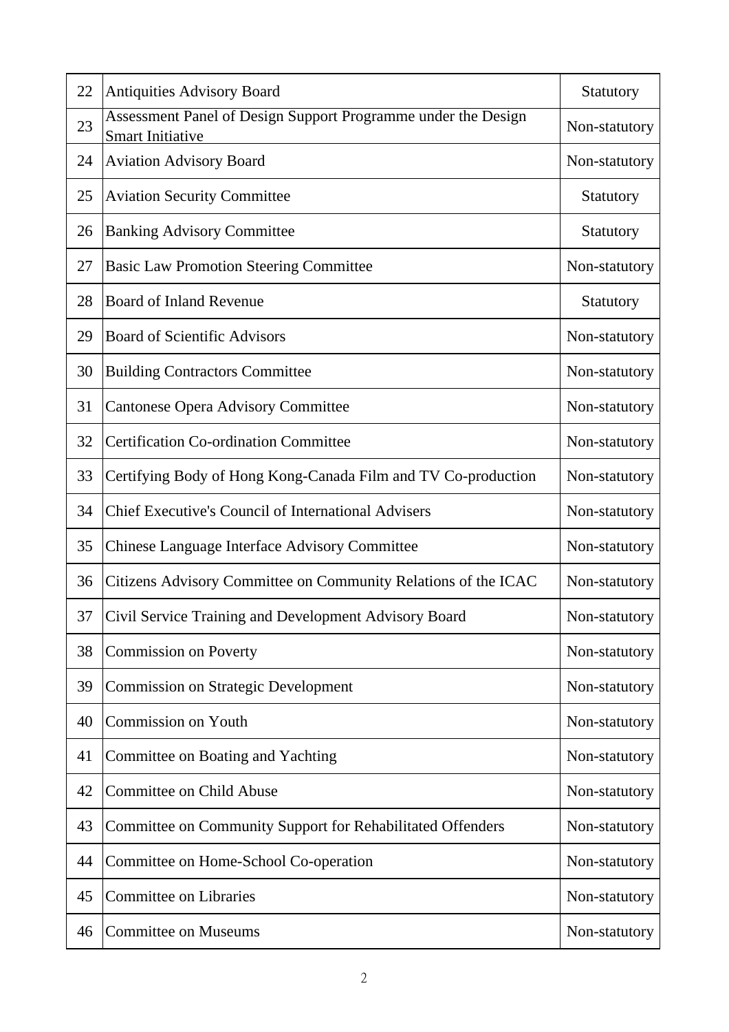| 22 | Antiquities Advisory Board | Statutory |
|---|---|---|
| 23 | Assessment Panel of Design Support Programme under the Design Smart Initiative | Non-statutory |
| 24 | Aviation Advisory Board | Non-statutory |
| 25 | Aviation Security Committee | Statutory |
| 26 | Banking Advisory Committee | Statutory |
| 27 | Basic Law Promotion Steering Committee | Non-statutory |
| 28 | Board of Inland Revenue | Statutory |
| 29 | Board of Scientific Advisors | Non-statutory |
| 30 | Building Contractors Committee | Non-statutory |
| 31 | Cantonese Opera Advisory Committee | Non-statutory |
| 32 | Certification Co-ordination Committee | Non-statutory |
| 33 | Certifying Body of Hong Kong-Canada Film and TV Co-production | Non-statutory |
| 34 | Chief Executive's Council of International Advisers | Non-statutory |
| 35 | Chinese Language Interface Advisory Committee | Non-statutory |
| 36 | Citizens Advisory Committee on Community Relations of the ICAC | Non-statutory |
| 37 | Civil Service Training and Development Advisory Board | Non-statutory |
| 38 | Commission on Poverty | Non-statutory |
| 39 | Commission on Strategic Development | Non-statutory |
| 40 | Commission on Youth | Non-statutory |
| 41 | Committee on Boating and Yachting | Non-statutory |
| 42 | Committee on Child Abuse | Non-statutory |
| 43 | Committee on Community Support for Rehabilitated Offenders | Non-statutory |
| 44 | Committee on Home-School Co-operation | Non-statutory |
| 45 | Committee on Libraries | Non-statutory |
| 46 | Committee on Museums | Non-statutory |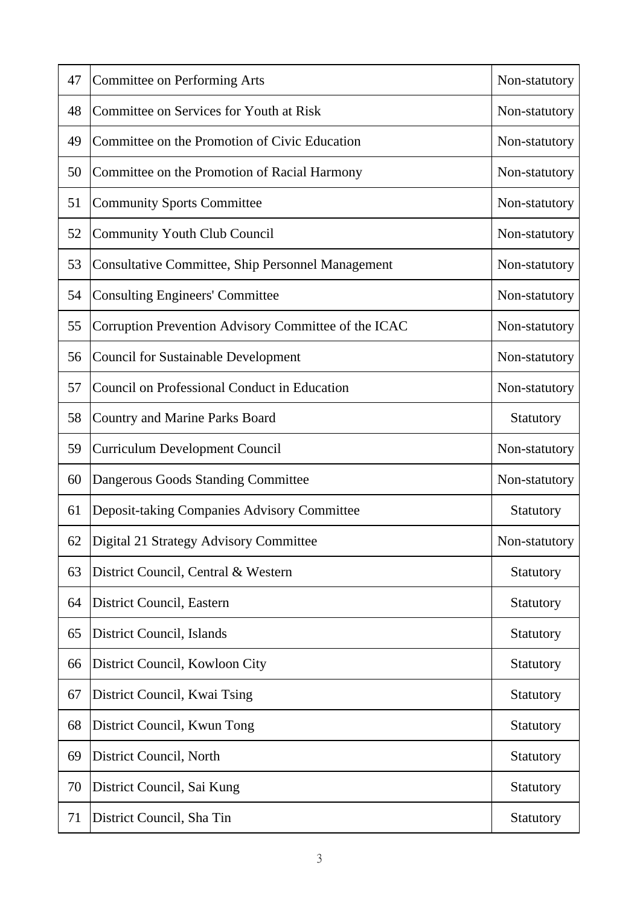| | | |
|---|---|---|
| 47 | Committee on Performing Arts | Non-statutory |
| 48 | Committee on Services for Youth at Risk | Non-statutory |
| 49 | Committee on the Promotion of Civic Education | Non-statutory |
| 50 | Committee on the Promotion of Racial Harmony | Non-statutory |
| 51 | Community Sports Committee | Non-statutory |
| 52 | Community Youth Club Council | Non-statutory |
| 53 | Consultative Committee, Ship Personnel Management | Non-statutory |
| 54 | Consulting Engineers' Committee | Non-statutory |
| 55 | Corruption Prevention Advisory Committee of the ICAC | Non-statutory |
| 56 | Council for Sustainable Development | Non-statutory |
| 57 | Council on Professional Conduct in Education | Non-statutory |
| 58 | Country and Marine Parks Board | Statutory |
| 59 | Curriculum Development Council | Non-statutory |
| 60 | Dangerous Goods Standing Committee | Non-statutory |
| 61 | Deposit-taking Companies Advisory Committee | Statutory |
| 62 | Digital 21 Strategy Advisory Committee | Non-statutory |
| 63 | District Council, Central & Western | Statutory |
| 64 | District Council, Eastern | Statutory |
| 65 | District Council, Islands | Statutory |
| 66 | District Council, Kowloon City | Statutory |
| 67 | District Council, Kwai Tsing | Statutory |
| 68 | District Council, Kwun Tong | Statutory |
| 69 | District Council, North | Statutory |
| 70 | District Council, Sai Kung | Statutory |
| 71 | District Council, Sha Tin | Statutory |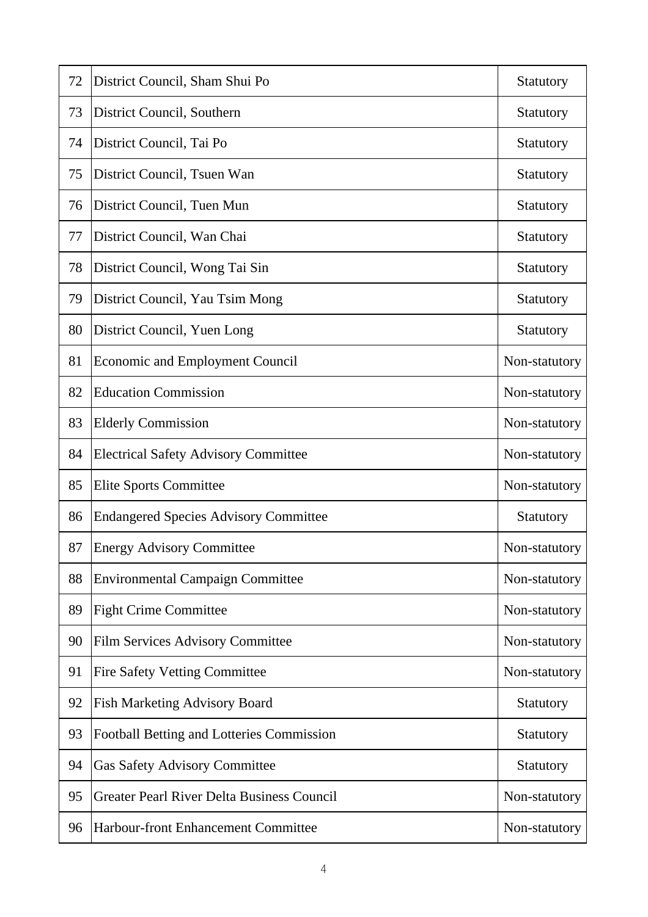| | | |
|---|---|---|
| 72 | District Council, Sham Shui Po | Statutory |
| 73 | District Council, Southern | Statutory |
| 74 | District Council, Tai Po | Statutory |
| 75 | District Council, Tsuen Wan | Statutory |
| 76 | District Council, Tuen Mun | Statutory |
| 77 | District Council, Wan Chai | Statutory |
| 78 | District Council, Wong Tai Sin | Statutory |
| 79 | District Council, Yau Tsim Mong | Statutory |
| 80 | District Council, Yuen Long | Statutory |
| 81 | Economic and Employment Council | Non-statutory |
| 82 | Education Commission | Non-statutory |
| 83 | Elderly Commission | Non-statutory |
| 84 | Electrical Safety Advisory Committee | Non-statutory |
| 85 | Elite Sports Committee | Non-statutory |
| 86 | Endangered Species Advisory Committee | Statutory |
| 87 | Energy Advisory Committee | Non-statutory |
| 88 | Environmental Campaign Committee | Non-statutory |
| 89 | Fight Crime Committee | Non-statutory |
| 90 | Film Services Advisory Committee | Non-statutory |
| 91 | Fire Safety Vetting Committee | Non-statutory |
| 92 | Fish Marketing Advisory Board | Statutory |
| 93 | Football Betting and Lotteries Commission | Statutory |
| 94 | Gas Safety Advisory Committee | Statutory |
| 95 | Greater Pearl River Delta Business Council | Non-statutory |
| 96 | Harbour-front Enhancement Committee | Non-statutory |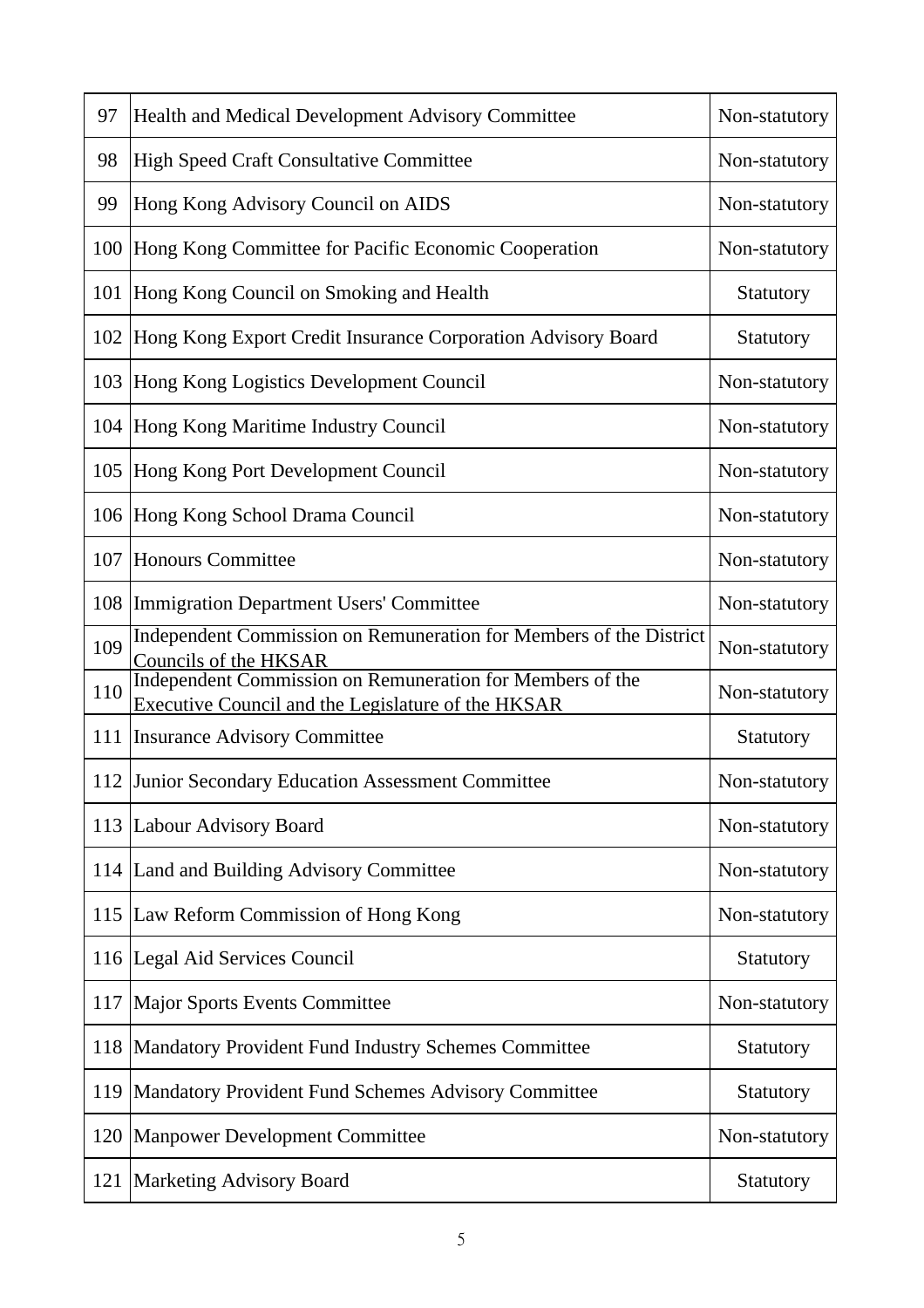| | | |
|---|---|---|
| 97 | Health and Medical Development Advisory Committee | Non-statutory |
| 98 | High Speed Craft Consultative Committee | Non-statutory |
| 99 | Hong Kong Advisory Council on AIDS | Non-statutory |
| 100 | Hong Kong Committee for Pacific Economic Cooperation | Non-statutory |
| 101 | Hong Kong Council on Smoking and Health | Statutory |
| 102 | Hong Kong Export Credit Insurance Corporation Advisory Board | Statutory |
| 103 | Hong Kong Logistics Development Council | Non-statutory |
| 104 | Hong Kong Maritime Industry Council | Non-statutory |
| 105 | Hong Kong Port Development Council | Non-statutory |
| 106 | Hong Kong School Drama Council | Non-statutory |
| 107 | Honours Committee | Non-statutory |
| 108 | Immigration Department Users' Committee | Non-statutory |
| 109 | Independent Commission on Remuneration for Members of the District Councils of the HKSAR | Non-statutory |
| 110 | Independent Commission on Remuneration for Members of the Executive Council and the Legislature of the HKSAR | Non-statutory |
| 111 | Insurance Advisory Committee | Statutory |
| 112 | Junior Secondary Education Assessment Committee | Non-statutory |
| 113 | Labour Advisory Board | Non-statutory |
| 114 | Land and Building Advisory Committee | Non-statutory |
| 115 | Law Reform Commission of Hong Kong | Non-statutory |
| 116 | Legal Aid Services Council | Statutory |
| 117 | Major Sports Events Committee | Non-statutory |
| 118 | Mandatory Provident Fund Industry Schemes Committee | Statutory |
| 119 | Mandatory Provident Fund Schemes Advisory Committee | Statutory |
| 120 | Manpower Development Committee | Non-statutory |
| 121 | Marketing Advisory Board | Statutory |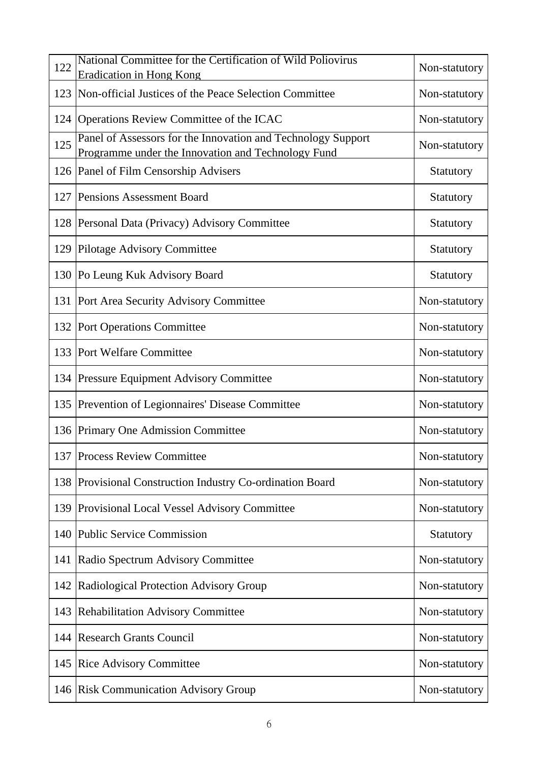| 122 | National Committee for the Certification of Wild Poliovirus Eradication in Hong Kong | Non-statutory |
|---|---|---|
| 123 | Non-official Justices of the Peace Selection Committee | Non-statutory |
| 124 | Operations Review Committee of the ICAC | Non-statutory |
| 125 | Panel of Assessors for the Innovation and Technology Support Programme under the Innovation and Technology Fund | Non-statutory |
| 126 | Panel of Film Censorship Advisers | Statutory |
| 127 | Pensions Assessment Board | Statutory |
| 128 | Personal Data (Privacy) Advisory Committee | Statutory |
| 129 | Pilotage Advisory Committee | Statutory |
| 130 | Po Leung Kuk Advisory Board | Statutory |
| 131 | Port Area Security Advisory Committee | Non-statutory |
| 132 | Port Operations Committee | Non-statutory |
| 133 | Port Welfare Committee | Non-statutory |
| 134 | Pressure Equipment Advisory Committee | Non-statutory |
| 135 | Prevention of Legionnaires' Disease Committee | Non-statutory |
| 136 | Primary One Admission Committee | Non-statutory |
| 137 | Process Review Committee | Non-statutory |
| 138 | Provisional Construction Industry Co-ordination Board | Non-statutory |
| 139 | Provisional Local Vessel Advisory Committee | Non-statutory |
| 140 | Public Service Commission | Statutory |
| 141 | Radio Spectrum Advisory Committee | Non-statutory |
| 142 | Radiological Protection Advisory Group | Non-statutory |
| 143 | Rehabilitation Advisory Committee | Non-statutory |
| 144 | Research Grants Council | Non-statutory |
| 145 | Rice Advisory Committee | Non-statutory |
| 146 | Risk Communication Advisory Group | Non-statutory |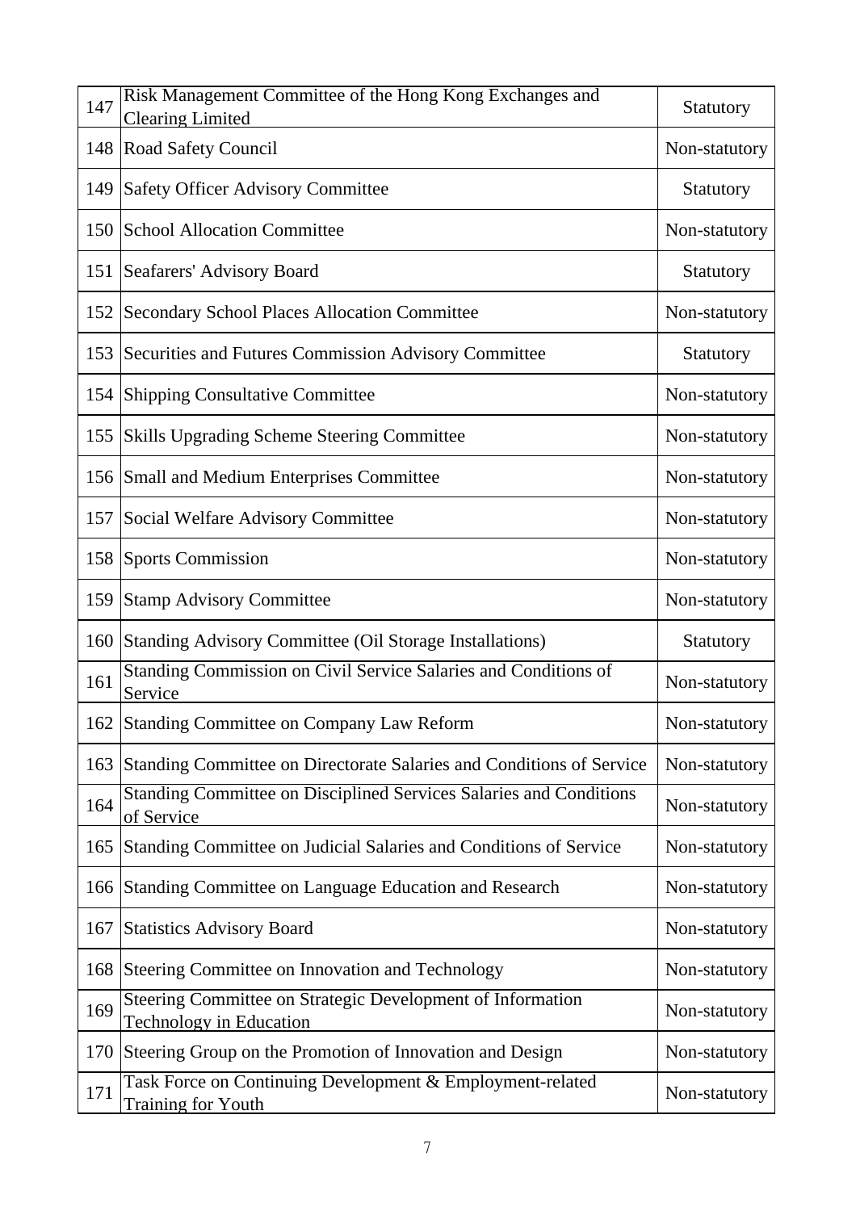| | | |
|---|---|---|
| 147 | Risk Management Committee of the Hong Kong Exchanges and Clearing Limited | Statutory |
| 148 | Road Safety Council | Non-statutory |
| 149 | Safety Officer Advisory Committee | Statutory |
| 150 | School Allocation Committee | Non-statutory |
| 151 | Seafarers' Advisory Board | Statutory |
| 152 | Secondary School Places Allocation Committee | Non-statutory |
| 153 | Securities and Futures Commission Advisory Committee | Statutory |
| 154 | Shipping Consultative Committee | Non-statutory |
| 155 | Skills Upgrading Scheme Steering Committee | Non-statutory |
| 156 | Small and Medium Enterprises Committee | Non-statutory |
| 157 | Social Welfare Advisory Committee | Non-statutory |
| 158 | Sports Commission | Non-statutory |
| 159 | Stamp Advisory Committee | Non-statutory |
| 160 | Standing Advisory Committee (Oil Storage Installations) | Statutory |
| 161 | Standing Commission on Civil Service Salaries and Conditions of Service | Non-statutory |
| 162 | Standing Committee on Company Law Reform | Non-statutory |
| 163 | Standing Committee on Directorate Salaries and Conditions of Service | Non-statutory |
| 164 | Standing Committee on Disciplined Services Salaries and Conditions of Service | Non-statutory |
| 165 | Standing Committee on Judicial Salaries and Conditions of Service | Non-statutory |
| 166 | Standing Committee on Language Education and Research | Non-statutory |
| 167 | Statistics Advisory Board | Non-statutory |
| 168 | Steering Committee on Innovation and Technology | Non-statutory |
| 169 | Steering Committee on Strategic Development of Information Technology in Education | Non-statutory |
| 170 | Steering Group on the Promotion of Innovation and Design | Non-statutory |
| 171 | Task Force on Continuing Development & Employment-related Training for Youth | Non-statutory |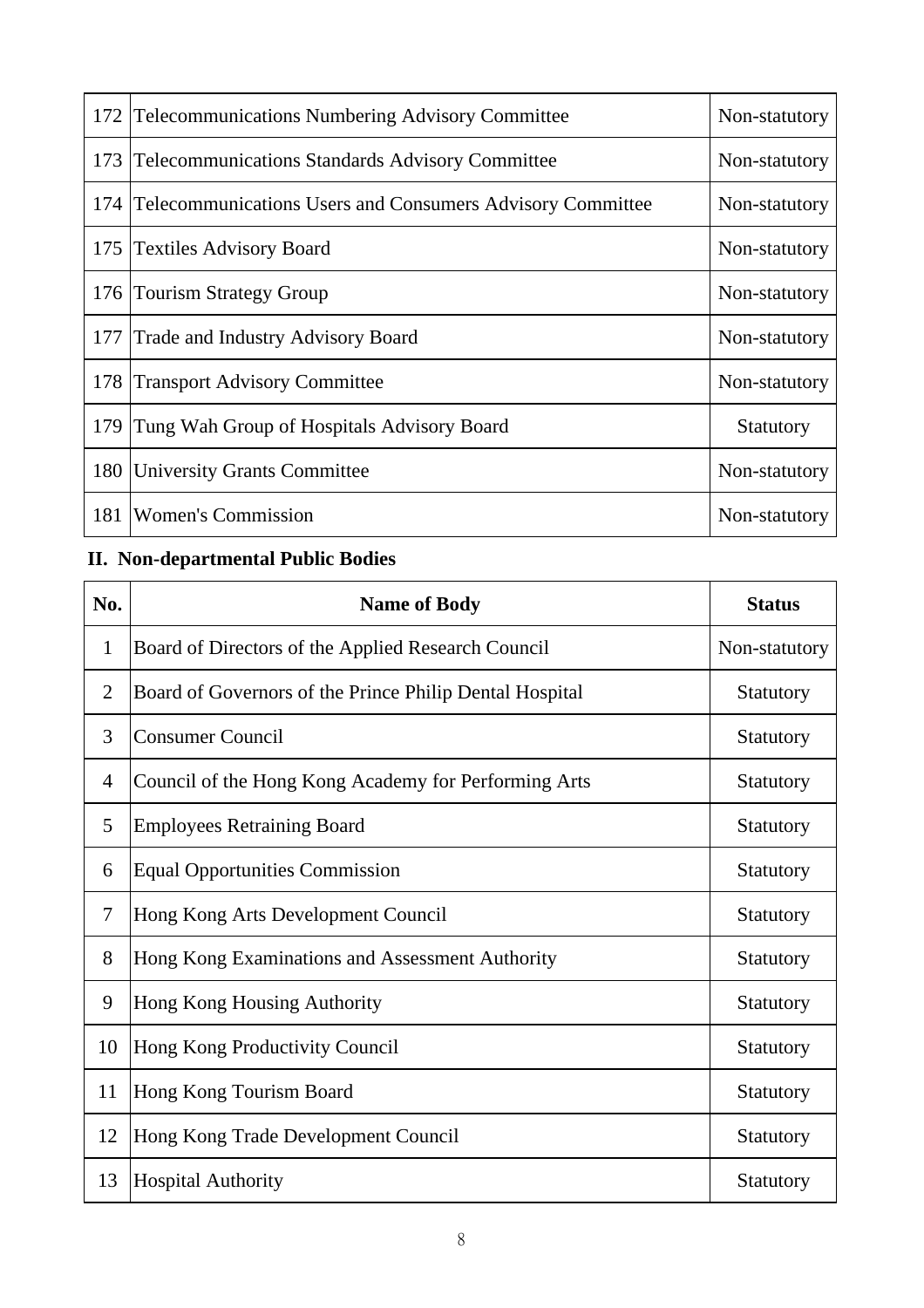| | | |
|---|---|---|
| 172 | Telecommunications Numbering Advisory Committee | Non-statutory |
| 173 | Telecommunications Standards Advisory Committee | Non-statutory |
| 174 | Telecommunications Users and Consumers Advisory Committee | Non-statutory |
| 175 | Textiles Advisory Board | Non-statutory |
| 176 | Tourism Strategy Group | Non-statutory |
| 177 | Trade and Industry Advisory Board | Non-statutory |
| 178 | Transport Advisory Committee | Non-statutory |
| 179 | Tung Wah Group of Hospitals Advisory Board | Statutory |
| 180 | University Grants Committee | Non-statutory |
| 181 | Women's Commission | Non-statutory |

## II. Non-departmental Public Bodies

| No. | Name of Body | Status |
|---|---|---|
| 1 | Board of Directors of the Applied Research Council | Non-statutory |
| 2 | Board of Governors of the Prince Philip Dental Hospital | Statutory |
| 3 | Consumer Council | Statutory |
| 4 | Council of the Hong Kong Academy for Performing Arts | Statutory |
| 5 | Employees Retraining Board | Statutory |
| 6 | Equal Opportunities Commission | Statutory |
| 7 | Hong Kong Arts Development Council | Statutory |
| 8 | Hong Kong Examinations and Assessment Authority | Statutory |
| 9 | Hong Kong Housing Authority | Statutory |
| 10 | Hong Kong Productivity Council | Statutory |
| 11 | Hong Kong Tourism Board | Statutory |
| 12 | Hong Kong Trade Development Council | Statutory |
| 13 | Hospital Authority | Statutory |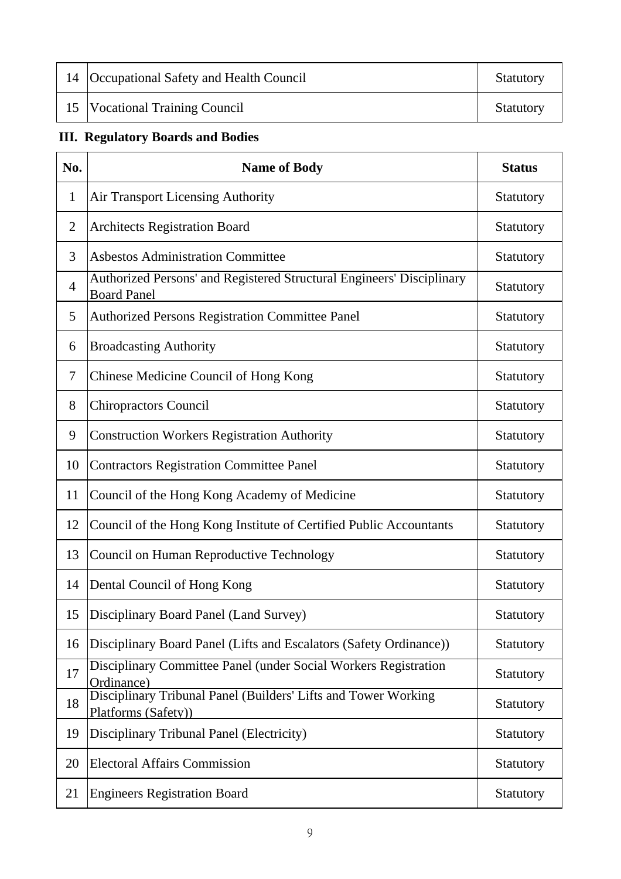| 14 | Occupational Safety and Health Council | Statutory |
|---|---|---|
| 15 | Vocational Training Council | Statutory |

**III. Regulatory Boards and Bodies**

| No. | Name of Body | Status |
|---|---|---|
| 1 | Air Transport Licensing Authority | Statutory |
| 2 | Architects Registration Board | Statutory |
| 3 | Asbestos Administration Committee | Statutory |
| 4 | Authorized Persons' and Registered Structural Engineers' Disciplinary Board Panel | Statutory |
| 5 | Authorized Persons Registration Committee Panel | Statutory |
| 6 | Broadcasting Authority | Statutory |
| 7 | Chinese Medicine Council of Hong Kong | Statutory |
| 8 | Chiropractors Council | Statutory |
| 9 | Construction Workers Registration Authority | Statutory |
| 10 | Contractors Registration Committee Panel | Statutory |
| 11 | Council of the Hong Kong Academy of Medicine | Statutory |
| 12 | Council of the Hong Kong Institute of Certified Public Accountants | Statutory |
| 13 | Council on Human Reproductive Technology | Statutory |
| 14 | Dental Council of Hong Kong | Statutory |
| 15 | Disciplinary Board Panel (Land Survey) | Statutory |
| 16 | Disciplinary Board Panel (Lifts and Escalators (Safety Ordinance)) | Statutory |
| 17 | Disciplinary Committee Panel (under Social Workers Registration Ordinance) | Statutory |
| 18 | Disciplinary Tribunal Panel (Builders' Lifts and Tower Working Platforms (Safety)) | Statutory |
| 19 | Disciplinary Tribunal Panel (Electricity) | Statutory |
| 20 | Electoral Affairs Commission | Statutory |
| 21 | Engineers Registration Board | Statutory |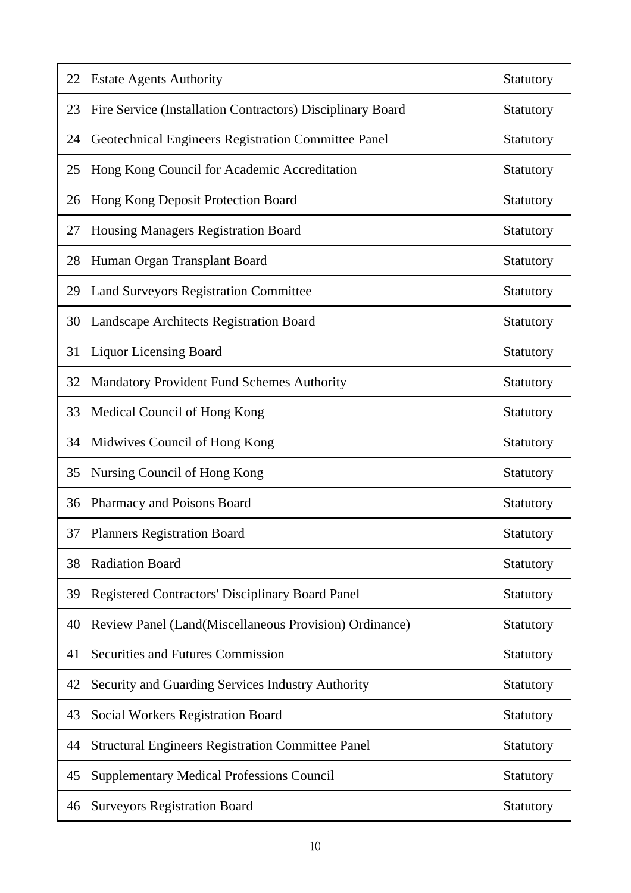| | | |
|---|---|---|
| 22 | Estate Agents Authority | Statutory |
| 23 | Fire Service (Installation Contractors) Disciplinary Board | Statutory |
| 24 | Geotechnical Engineers Registration Committee Panel | Statutory |
| 25 | Hong Kong Council for Academic Accreditation | Statutory |
| 26 | Hong Kong Deposit Protection Board | Statutory |
| 27 | Housing Managers Registration Board | Statutory |
| 28 | Human Organ Transplant Board | Statutory |
| 29 | Land Surveyors Registration Committee | Statutory |
| 30 | Landscape Architects Registration Board | Statutory |
| 31 | Liquor Licensing Board | Statutory |
| 32 | Mandatory Provident Fund Schemes Authority | Statutory |
| 33 | Medical Council of Hong Kong | Statutory |
| 34 | Midwives Council of Hong Kong | Statutory |
| 35 | Nursing Council of Hong Kong | Statutory |
| 36 | Pharmacy and Poisons Board | Statutory |
| 37 | Planners Registration Board | Statutory |
| 38 | Radiation Board | Statutory |
| 39 | Registered Contractors' Disciplinary Board Panel | Statutory |
| 40 | Review Panel (Land(Miscellaneous Provision) Ordinance) | Statutory |
| 41 | Securities and Futures Commission | Statutory |
| 42 | Security and Guarding Services Industry Authority | Statutory |
| 43 | Social Workers Registration Board | Statutory |
| 44 | Structural Engineers Registration Committee Panel | Statutory |
| 45 | Supplementary Medical Professions Council | Statutory |
| 46 | Surveyors Registration Board | Statutory |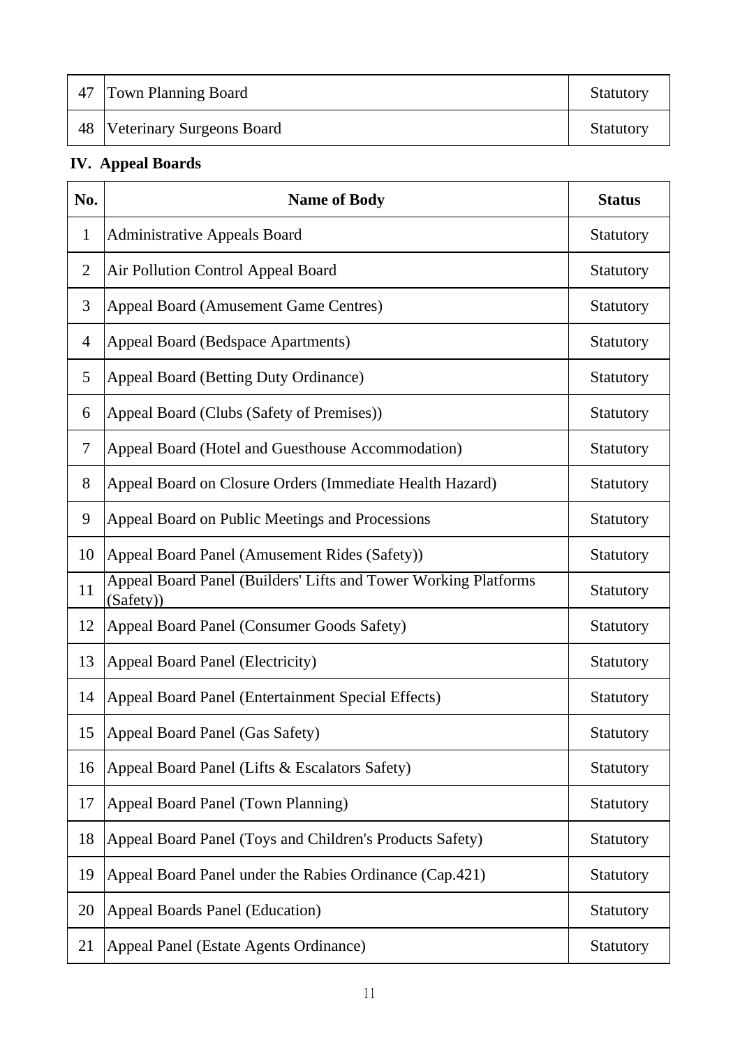| | | |
|---|---|---|
| 47 | Town Planning Board | Statutory |
| 48 | Veterinary Surgeons Board | Statutory |

**IV. Appeal Boards**

| No. | Name of Body | Status |
|---|---|---|
| 1 | Administrative Appeals Board | Statutory |
| 2 | Air Pollution Control Appeal Board | Statutory |
| 3 | Appeal Board (Amusement Game Centres) | Statutory |
| 4 | Appeal Board (Bedspace Apartments) | Statutory |
| 5 | Appeal Board (Betting Duty Ordinance) | Statutory |
| 6 | Appeal Board (Clubs (Safety of Premises)) | Statutory |
| 7 | Appeal Board (Hotel and Guesthouse Accommodation) | Statutory |
| 8 | Appeal Board on Closure Orders (Immediate Health Hazard) | Statutory |
| 9 | Appeal Board on Public Meetings and Processions | Statutory |
| 10 | Appeal Board Panel (Amusement Rides (Safety)) | Statutory |
| 11 | Appeal Board Panel (Builders' Lifts and Tower Working Platforms (Safety)) | Statutory |
| 12 | Appeal Board Panel (Consumer Goods Safety) | Statutory |
| 13 | Appeal Board Panel (Electricity) | Statutory |
| 14 | Appeal Board Panel (Entertainment Special Effects) | Statutory |
| 15 | Appeal Board Panel (Gas Safety) | Statutory |
| 16 | Appeal Board Panel (Lifts & Escalators Safety) | Statutory |
| 17 | Appeal Board Panel (Town Planning) | Statutory |
| 18 | Appeal Board Panel (Toys and Children's Products Safety) | Statutory |
| 19 | Appeal Board Panel under the Rabies Ordinance (Cap.421) | Statutory |
| 20 | Appeal Boards Panel (Education) | Statutory |
| 21 | Appeal Panel (Estate Agents Ordinance) | Statutory |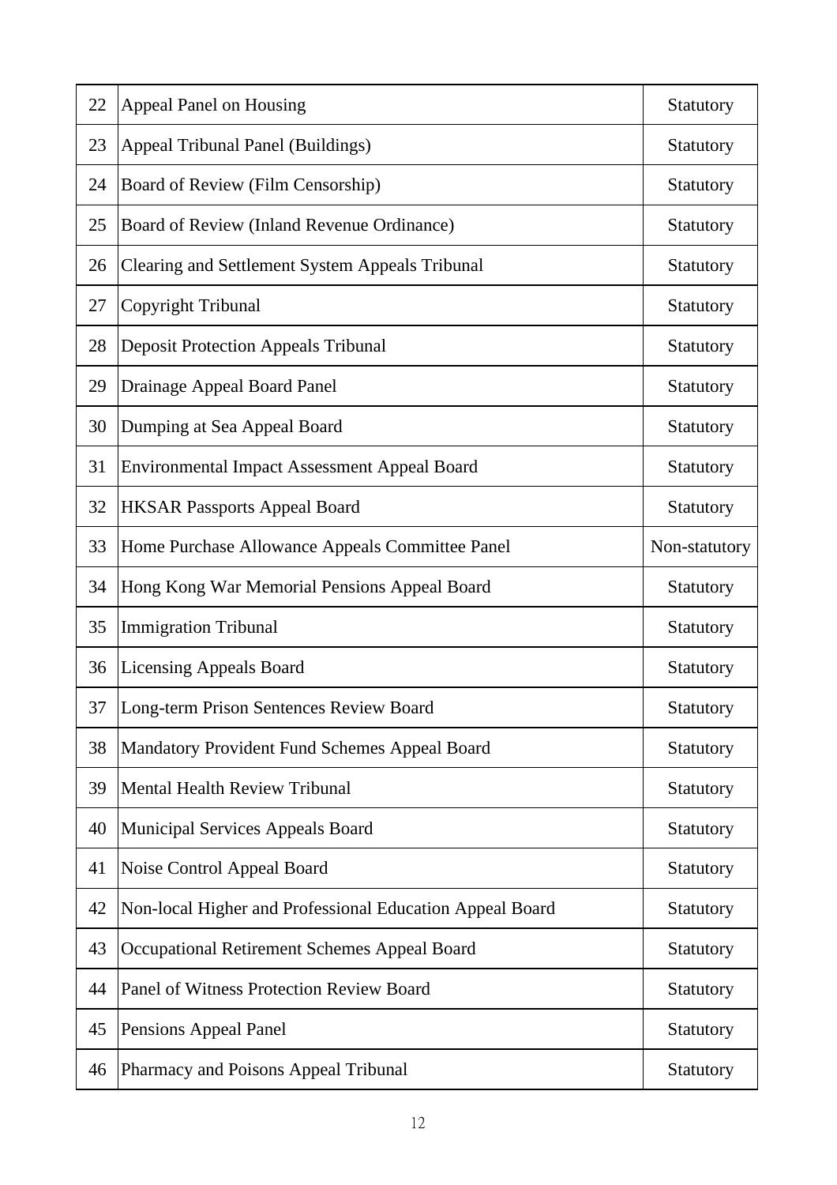| | | |
|---|---|---|
| 22 | Appeal Panel on Housing | Statutory |
| 23 | Appeal Tribunal Panel (Buildings) | Statutory |
| 24 | Board of Review (Film Censorship) | Statutory |
| 25 | Board of Review (Inland Revenue Ordinance) | Statutory |
| 26 | Clearing and Settlement System Appeals Tribunal | Statutory |
| 27 | Copyright Tribunal | Statutory |
| 28 | Deposit Protection Appeals Tribunal | Statutory |
| 29 | Drainage Appeal Board Panel | Statutory |
| 30 | Dumping at Sea Appeal Board | Statutory |
| 31 | Environmental Impact Assessment Appeal Board | Statutory |
| 32 | HKSAR Passports Appeal Board | Statutory |
| 33 | Home Purchase Allowance Appeals Committee Panel | Non-statutory |
| 34 | Hong Kong War Memorial Pensions Appeal Board | Statutory |
| 35 | Immigration Tribunal | Statutory |
| 36 | Licensing Appeals Board | Statutory |
| 37 | Long-term Prison Sentences Review Board | Statutory |
| 38 | Mandatory Provident Fund Schemes Appeal Board | Statutory |
| 39 | Mental Health Review Tribunal | Statutory |
| 40 | Municipal Services Appeals Board | Statutory |
| 41 | Noise Control Appeal Board | Statutory |
| 42 | Non-local Higher and Professional Education Appeal Board | Statutory |
| 43 | Occupational Retirement Schemes Appeal Board | Statutory |
| 44 | Panel of Witness Protection Review Board | Statutory |
| 45 | Pensions Appeal Panel | Statutory |
| 46 | Pharmacy and Poisons Appeal Tribunal | Statutory |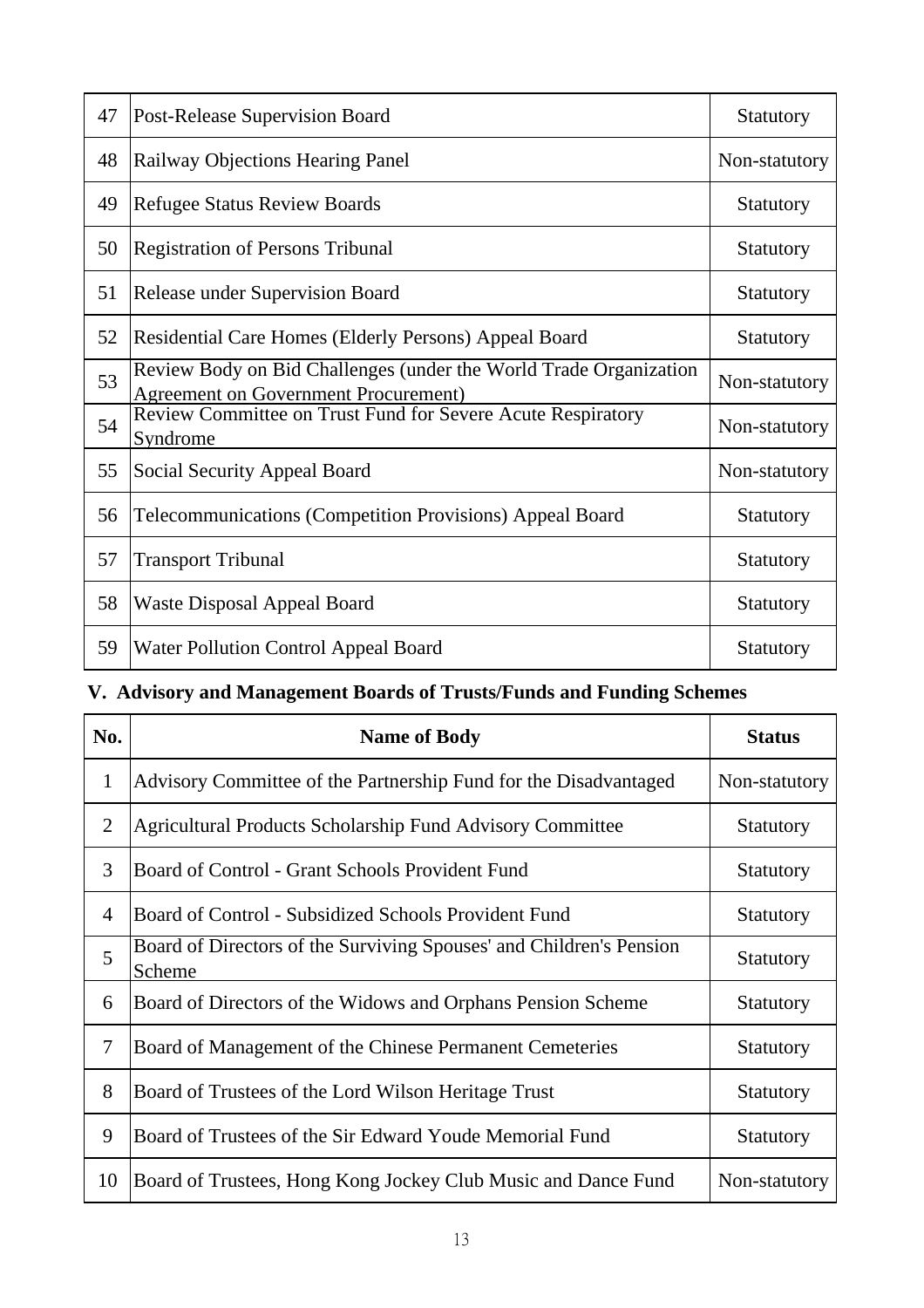| 47 | Post-Release Supervision Board | Statutory |
|---|---|---|
| 48 | Railway Objections Hearing Panel | Non-statutory |
| 49 | Refugee Status Review Boards | Statutory |
| 50 | Registration of Persons Tribunal | Statutory |
| 51 | Release under Supervision Board | Statutory |
| 52 | Residential Care Homes (Elderly Persons) Appeal Board | Statutory |
| 53 | Review Body on Bid Challenges (under the World Trade Organization Agreement on Government Procurement) | Non-statutory |
| 54 | Review Committee on Trust Fund for Severe Acute Respiratory Syndrome | Non-statutory |
| 55 | Social Security Appeal Board | Non-statutory |
| 56 | Telecommunications (Competition Provisions) Appeal Board | Statutory |
| 57 | Transport Tribunal | Statutory |
| 58 | Waste Disposal Appeal Board | Statutory |
| 59 | Water Pollution Control Appeal Board | Statutory |

## V. Advisory and Management Boards of Trusts/Funds and Funding Schemes

| No. | Name of Body | Status |
|---|---|---|
| 1 | Advisory Committee of the Partnership Fund for the Disadvantaged | Non-statutory |
| 2 | Agricultural Products Scholarship Fund Advisory Committee | Statutory |
| 3 | Board of Control - Grant Schools Provident Fund | Statutory |
| 4 | Board of Control - Subsidized Schools Provident Fund | Statutory |
| 5 | Board of Directors of the Surviving Spouses' and Children's Pension Scheme | Statutory |
| 6 | Board of Directors of the Widows and Orphans Pension Scheme | Statutory |
| 7 | Board of Management of the Chinese Permanent Cemeteries | Statutory |
| 8 | Board of Trustees of the Lord Wilson Heritage Trust | Statutory |
| 9 | Board of Trustees of the Sir Edward Youde Memorial Fund | Statutory |
| 10 | Board of Trustees, Hong Kong Jockey Club Music and Dance Fund | Non-statutory |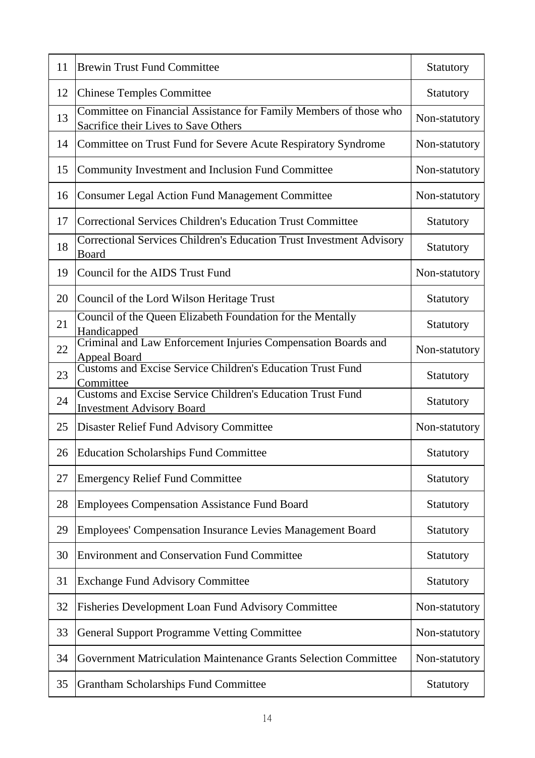| 11 | Brewin Trust Fund Committee | Statutory |
|---|---|---|
| 12 | Chinese Temples Committee | Statutory |
| 13 | Committee on Financial Assistance for Family Members of those who Sacrifice their Lives to Save Others | Non-statutory |
| 14 | Committee on Trust Fund for Severe Acute Respiratory Syndrome | Non-statutory |
| 15 | Community Investment and Inclusion Fund Committee | Non-statutory |
| 16 | Consumer Legal Action Fund Management Committee | Non-statutory |
| 17 | Correctional Services Children's Education Trust Committee | Statutory |
| 18 | Correctional Services Children's Education Trust Investment Advisory Board | Statutory |
| 19 | Council for the AIDS Trust Fund | Non-statutory |
| 20 | Council of the Lord Wilson Heritage Trust | Statutory |
| 21 | Council of the Queen Elizabeth Foundation for the Mentally Handicapped | Statutory |
| 22 | Criminal and Law Enforcement Injuries Compensation Boards and Appeal Board | Non-statutory |
| 23 | Customs and Excise Service Children's Education Trust Fund Committee | Statutory |
| 24 | Customs and Excise Service Children's Education Trust Fund Investment Advisory Board | Statutory |
| 25 | Disaster Relief Fund Advisory Committee | Non-statutory |
| 26 | Education Scholarships Fund Committee | Statutory |
| 27 | Emergency Relief Fund Committee | Statutory |
| 28 | Employees Compensation Assistance Fund Board | Statutory |
| 29 | Employees' Compensation Insurance Levies Management Board | Statutory |
| 30 | Environment and Conservation Fund Committee | Statutory |
| 31 | Exchange Fund Advisory Committee | Statutory |
| 32 | Fisheries Development Loan Fund Advisory Committee | Non-statutory |
| 33 | General Support Programme Vetting Committee | Non-statutory |
| 34 | Government Matriculation Maintenance Grants Selection Committee | Non-statutory |
| 35 | Grantham Scholarships Fund Committee | Statutory |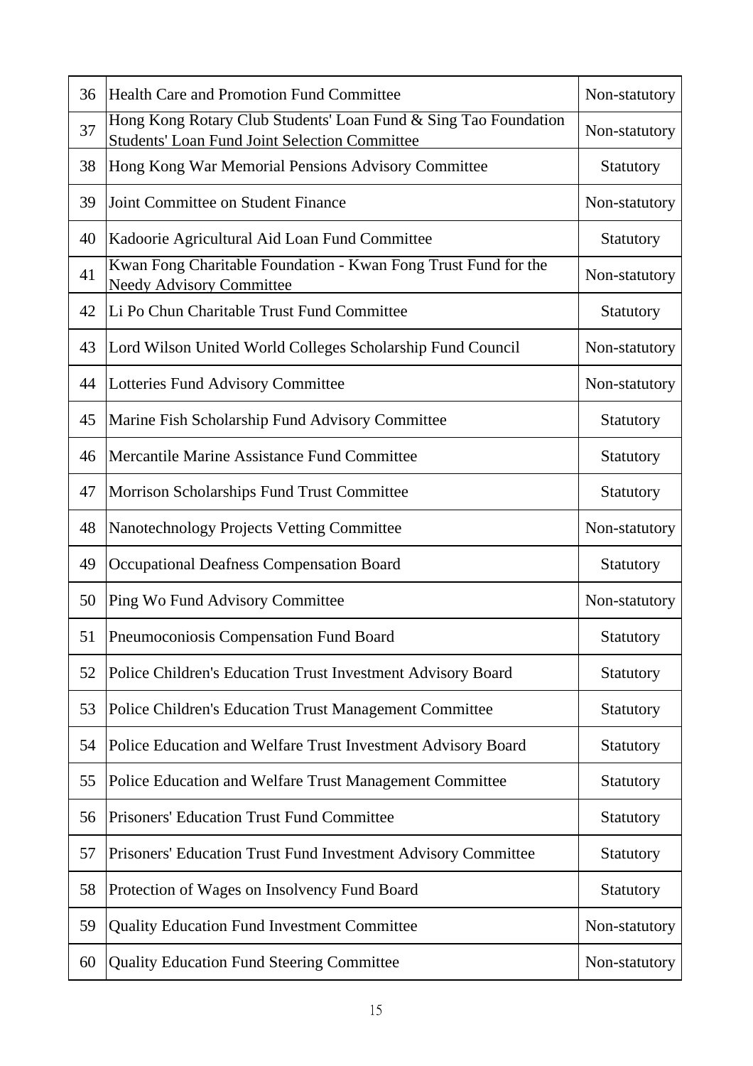| | | |
|---|---|---|
| 36 | Health Care and Promotion Fund Committee | Non-statutory |
| 37 | Hong Kong Rotary Club Students' Loan Fund & Sing Tao Foundation Students' Loan Fund Joint Selection Committee | Non-statutory |
| 38 | Hong Kong War Memorial Pensions Advisory Committee | Statutory |
| 39 | Joint Committee on Student Finance | Non-statutory |
| 40 | Kadoorie Agricultural Aid Loan Fund Committee | Statutory |
| 41 | Kwan Fong Charitable Foundation - Kwan Fong Trust Fund for the Needy Advisory Committee | Non-statutory |
| 42 | Li Po Chun Charitable Trust Fund Committee | Statutory |
| 43 | Lord Wilson United World Colleges Scholarship Fund Council | Non-statutory |
| 44 | Lotteries Fund Advisory Committee | Non-statutory |
| 45 | Marine Fish Scholarship Fund Advisory Committee | Statutory |
| 46 | Mercantile Marine Assistance Fund Committee | Statutory |
| 47 | Morrison Scholarships Fund Trust Committee | Statutory |
| 48 | Nanotechnology Projects Vetting Committee | Non-statutory |
| 49 | Occupational Deafness Compensation Board | Statutory |
| 50 | Ping Wo Fund Advisory Committee | Non-statutory |
| 51 | Pneumoconiosis Compensation Fund Board | Statutory |
| 52 | Police Children's Education Trust Investment Advisory Board | Statutory |
| 53 | Police Children's Education Trust Management Committee | Statutory |
| 54 | Police Education and Welfare Trust Investment Advisory Board | Statutory |
| 55 | Police Education and Welfare Trust Management Committee | Statutory |
| 56 | Prisoners' Education Trust Fund Committee | Statutory |
| 57 | Prisoners' Education Trust Fund Investment Advisory Committee | Statutory |
| 58 | Protection of Wages on Insolvency Fund Board | Statutory |
| 59 | Quality Education Fund Investment Committee | Non-statutory |
| 60 | Quality Education Fund Steering Committee | Non-statutory |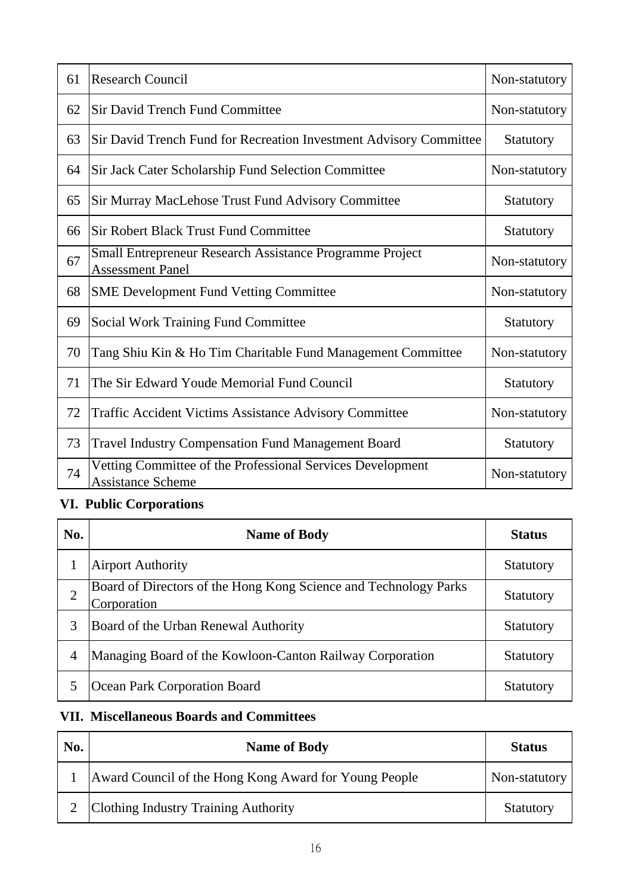| 61 | Research Council | Non-statutory |
|---|---|---|
| 62 | Sir David Trench Fund Committee | Non-statutory |
| 63 | Sir David Trench Fund for Recreation Investment Advisory Committee | Statutory |
| 64 | Sir Jack Cater Scholarship Fund Selection Committee | Non-statutory |
| 65 | Sir Murray MacLehose Trust Fund Advisory Committee | Statutory |
| 66 | Sir Robert Black Trust Fund Committee | Statutory |
| 67 | Small Entrepreneur Research Assistance Programme Project Assessment Panel | Non-statutory |
| 68 | SME Development Fund Vetting Committee | Non-statutory |
| 69 | Social Work Training Fund Committee | Statutory |
| 70 | Tang Shiu Kin & Ho Tim Charitable Fund Management Committee | Non-statutory |
| 71 | The Sir Edward Youde Memorial Fund Council | Statutory |
| 72 | Traffic Accident Victims Assistance Advisory Committee | Non-statutory |
| 73 | Travel Industry Compensation Fund Management Board | Statutory |
| 74 | Vetting Committee of the Professional Services Development Assistance Scheme | Non-statutory |

## VI. Public Corporations

| No. | Name of Body | Status |
|---|---|---|
| 1 | Airport Authority | Statutory |
| 2 | Board of Directors of the Hong Kong Science and Technology Parks Corporation | Statutory |
| 3 | Board of the Urban Renewal Authority | Statutory |
| 4 | Managing Board of the Kowloon-Canton Railway Corporation | Statutory |
| 5 | Ocean Park Corporation Board | Statutory |

## VII. Miscellaneous Boards and Committees

| No. | Name of Body | Status |
|---|---|---|
| 1 | Award Council of the Hong Kong Award for Young People | Non-statutory |
| 2 | Clothing Industry Training Authority | Statutory |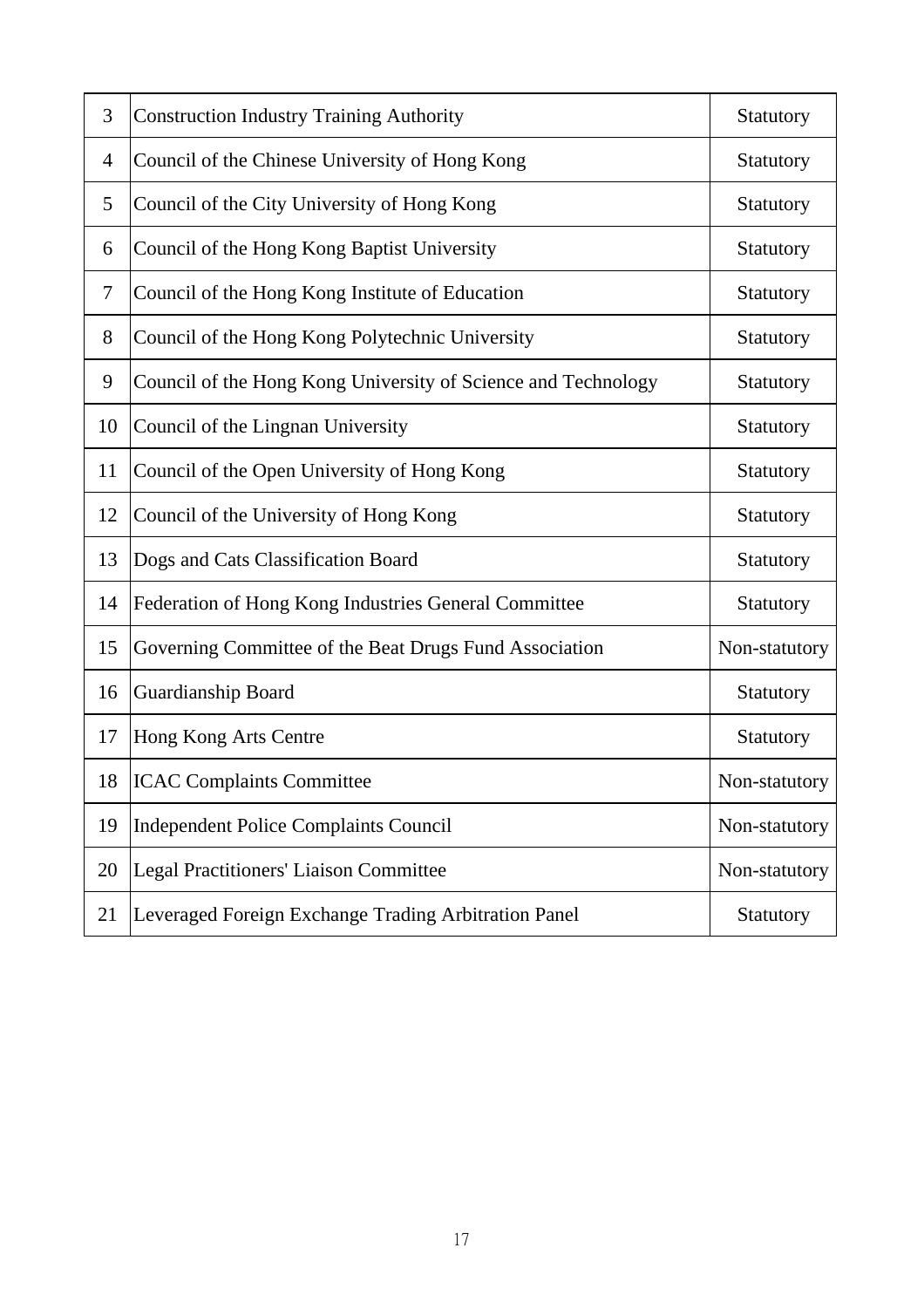| | | |
|---|---|---|
| 3 | Construction Industry Training Authority | Statutory |
| 4 | Council of the Chinese University of Hong Kong | Statutory |
| 5 | Council of the City University of Hong Kong | Statutory |
| 6 | Council of the Hong Kong Baptist University | Statutory |
| 7 | Council of the Hong Kong Institute of Education | Statutory |
| 8 | Council of the Hong Kong Polytechnic University | Statutory |
| 9 | Council of the Hong Kong University of Science and Technology | Statutory |
| 10 | Council of the Lingnan University | Statutory |
| 11 | Council of the Open University of Hong Kong | Statutory |
| 12 | Council of the University of Hong Kong | Statutory |
| 13 | Dogs and Cats Classification Board | Statutory |
| 14 | Federation of Hong Kong Industries General Committee | Statutory |
| 15 | Governing Committee of the Beat Drugs Fund Association | Non-statutory |
| 16 | Guardianship Board | Statutory |
| 17 | Hong Kong Arts Centre | Statutory |
| 18 | ICAC Complaints Committee | Non-statutory |
| 19 | Independent Police Complaints Council | Non-statutory |
| 20 | Legal Practitioners' Liaison Committee | Non-statutory |
| 21 | Leveraged Foreign Exchange Trading Arbitration Panel | Statutory |